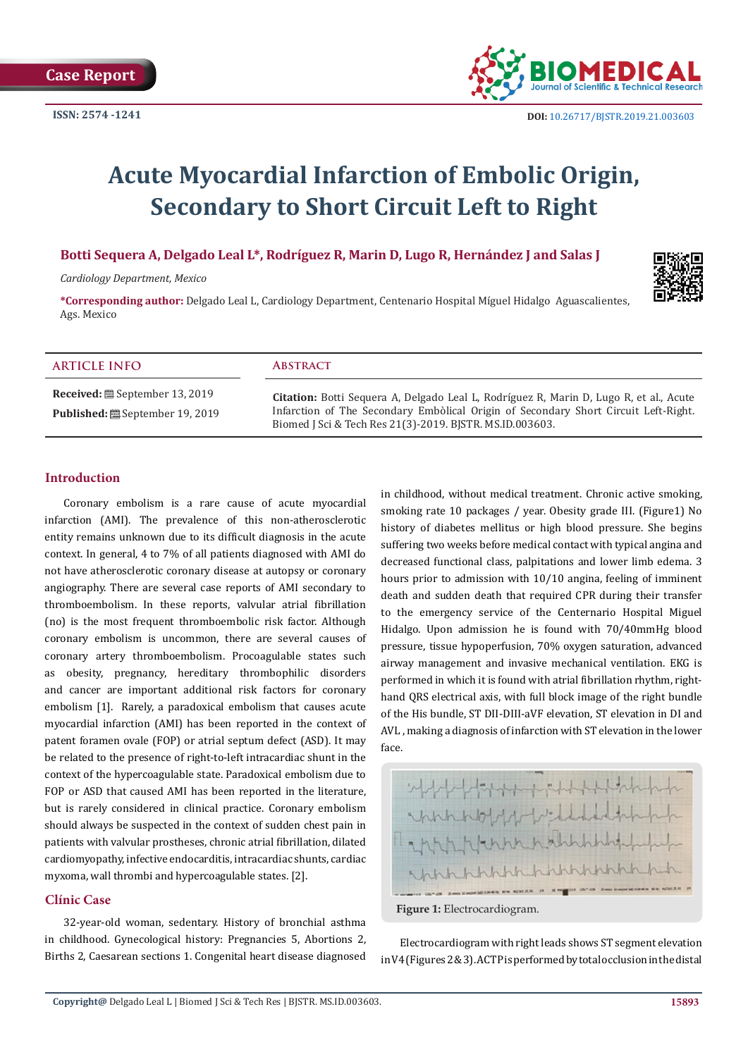Case Report

ISSN: 2574 -1241

DOI: 10.26717/BJSTR.2019.21.003603

# Acute Myocardial Infarction of Embolic Origin, Secondary to Short Circuit Left to Right

**Botti Sequera A, Delgado Leal L*, Rodríguez R, Marin D, Lugo R, Hernández J and Salas J**

*Cardiology Department, Mexico*

***Corresponding author:** Delgado Leal L, Cardiology Department, Centenario Hospital Míguel Hidalgo Aguascalientes, Ags. Mexico

**ARTICLE INFO**

**Received:** September 13, 2019

**Published:** September 19, 2019

**Abstract**

**Citation:** Botti Sequera A, Delgado Leal L, Rodríguez R, Marin D, Lugo R, et al., Acute Infarction of The Secondary Embòlical Origin of Secondary Short Circuit Left-Right. Biomed J Sci & Tech Res 21(3)-2019. BJSTR. MS.ID.003603.

## Introduction

Coronary embolism is a rare cause of acute myocardial infarction (AMI). The prevalence of this non-atherosclerotic entity remains unknown due to its difficult diagnosis in the acute context. In general, 4 to 7% of all patients diagnosed with AMI do not have atherosclerotic coronary disease at autopsy or coronary angiography. There are several case reports of AMI secondary to thromboembolism. In these reports, valvular atrial fibrillation (no) is the most frequent thromboembolic risk factor. Although coronary embolism is uncommon, there are several causes of coronary artery thromboembolism. Procoagulable states such as obesity, pregnancy, hereditary thrombophilic disorders and cancer are important additional risk factors for coronary embolism [1]. Rarely, a paradoxical embolism that causes acute myocardial infarction (AMI) has been reported in the context of patent foramen ovale (FOP) or atrial septum defect (ASD). It may be related to the presence of right-to-left intracardiac shunt in the context of the hypercoagulable state. Paradoxical embolism due to FOP or ASD that caused AMI has been reported in the literature, but is rarely considered in clinical practice. Coronary embolism should always be suspected in the context of sudden chest pain in patients with valvular prostheses, chronic atrial fibrillation, dilated cardiomyopathy, infective endocarditis, intracardiac shunts, cardiac myxoma, wall thrombi and hypercoagulable states. [2].

## Clínic Case

32-year-old woman, sedentary. History of bronchial asthma in childhood. Gynecological history: Pregnancies 5, Abortions 2, Births 2, Caesarean sections 1. Congenital heart disease diagnosed in childhood, without medical treatment. Chronic active smoking, smoking rate 10 packages / year. Obesity grade III. (Figure1) No history of diabetes mellitus or high blood pressure. She begins suffering two weeks before medical contact with typical angina and decreased functional class, palpitations and lower limb edema. 3 hours prior to admission with 10/10 angina, feeling of imminent death and sudden death that required CPR during their transfer to the emergency service of the Centernario Hospital Miguel Hidalgo. Upon admission he is found with 70/40mmHg blood pressure, tissue hypoperfusion, 70% oxygen saturation, advanced airway management and invasive mechanical ventilation. EKG is performed in which it is found with atrial fibrillation rhythm, right-hand QRS electrical axis, with full block image of the right bundle of the His bundle, ST DII-DIII-aVF elevation, ST elevation in DI and AVL , making a diagnosis of infarction with ST elevation in the lower face.

**Figure 1:** Electrocardiogram.

Electrocardiogram with right leads shows ST segment elevation in V4 (Figures 2 & 3). ACTP is performed by total occlusion in the distal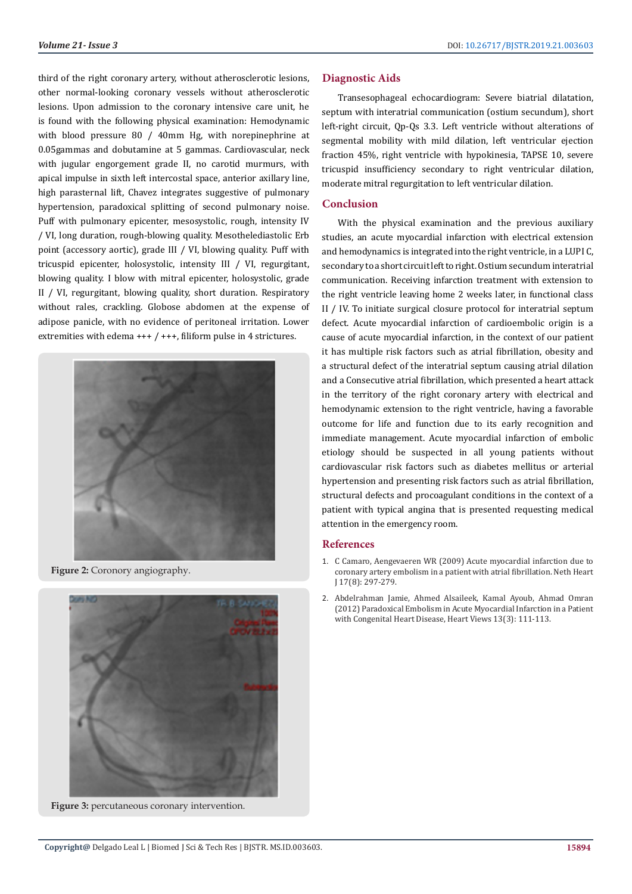third of the right coronary artery, without atherosclerotic lesions, other normal-looking coronary vessels without atherosclerotic lesions. Upon admission to the coronary intensive care unit, he is found with the following physical examination: Hemodynamic with blood pressure 80 / 40mm Hg, with norepinephrine at 0.05gammas and dobutamine at 5 gammas. Cardiovascular, neck with jugular engorgement grade II, no carotid murmurs, with apical impulse in sixth left intercostal space, anterior axillary line, high parasternal lift, Chavez integrates suggestive of pulmonary hypertension, paradoxical splitting of second pulmonary noise. Puff with pulmonary epicenter, mesosystolic, rough, intensity IV / VI, long duration, rough-blowing quality. Mesotheletiastolic Erb point (accessory aortic), grade III / VI, blowing quality. Puff with tricuspid epicenter, holosystolic, intensity III / VI, regurgitant, blowing quality. I blow with mitral epicenter, holosystolic, grade II / VI, regurgitant, blowing quality, short duration. Respiratory without rales, crackling. Globose abdomen at the expense of adipose panicle, with no evidence of peritoneal irritation. Lower extremities with edema +++ / +++, filiform pulse in 4 strictures.

**Figure 2:** Coronory angiography.

**Figure 3:** percutaneous coronary intervention.

## Diagnostic Aids

Transesophageal echocardiogram: Severe biatrial dilatation, septum with interatrial communication (ostium secundum), short left-right circuit, Qp-Qs 3.3. Left ventricle without alterations of segmental mobility with mild dilation, left ventricular ejection fraction 45%, right ventricle with hypokinesia, TAPSE 10, severe tricuspid insufficiency secondary to right ventricular dilation, moderate mitral regurgitation to left ventricular dilation.

## Conclusion

With the physical examination and the previous auxiliary studies, an acute myocardial infarction with electrical extension and hemodynamics is integrated into the right ventricle, in a LUPI C, secondary to a short circuit left to right. Ostium secundum interatrial communication. Receiving infarction treatment with extension to the right ventricle leaving home 2 weeks later, in functional class II / IV. To initiate surgical closure protocol for interatrial septum defect. Acute myocardial infarction of cardioembolic origin is a cause of acute myocardial infarction, in the context of our patient it has multiple risk factors such as atrial fibrillation, obesity and a structural defect of the interatrial septum causing atrial dilation and a Consecutive atrial fibrillation, which presented a heart attack in the territory of the right coronary artery with electrical and hemodynamic extension to the right ventricle, having a favorable outcome for life and function due to its early recognition and immediate management. Acute myocardial infarction of embolic etiology should be suspected in all young patients without cardiovascular risk factors such as diabetes mellitus or arterial hypertension and presenting risk factors such as atrial fibrillation, structural defects and procoagulant conditions in the context of a patient with typical angina that is presented requesting medical attention in the emergency room.

## References

1. C Camaro, Aengevaeren WR (2009) Acute myocardial infarction due to coronary artery embolism in a patient with atrial fibrillation. Neth Heart J 17(8): 297-279.
2. Abdelrahman Jamie, Ahmed Alsaileek, Kamal Ayoub, Ahmad Omran (2012) Paradoxical Embolism in Acute Myocardial Infarction in a Patient with Congenital Heart Disease, Heart Views 13(3): 111-113.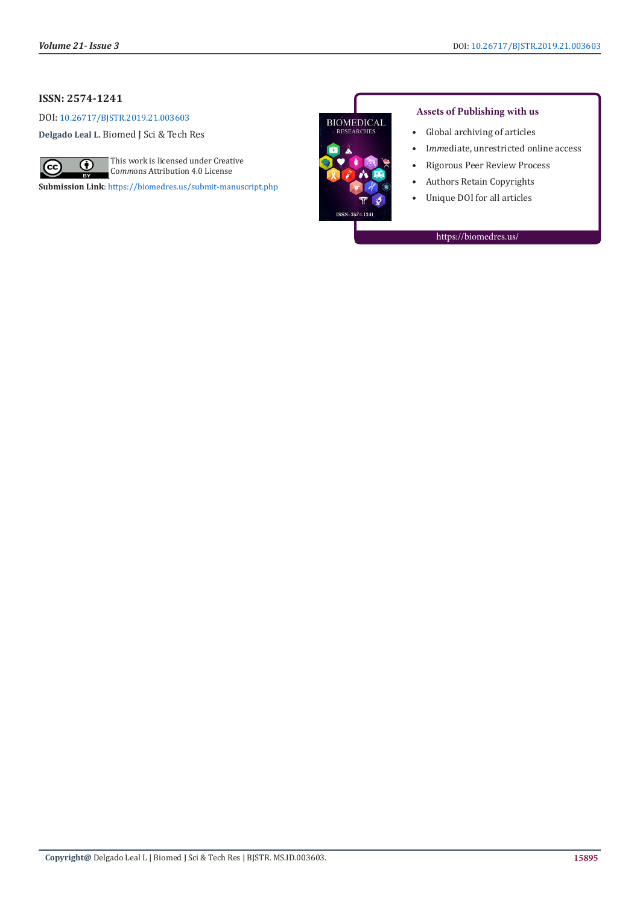**ISSN: 2574-1241**

DOI: 10.26717/BJSTR.2019.21.003603

**Delgado Leal L.** Biomed J Sci & Tech Res

This work is licensed under Creative Commons Attribution 4.0 License

**Submission Link**: https://biomedres.us/submit-manuscript.php

### Assets of Publishing with us

- Global archiving of articles
- Immediate, unrestricted online access
- Rigorous Peer Review Process
- Authors Retain Copyrights
- Unique DOI for all articles

https://biomedres.us/